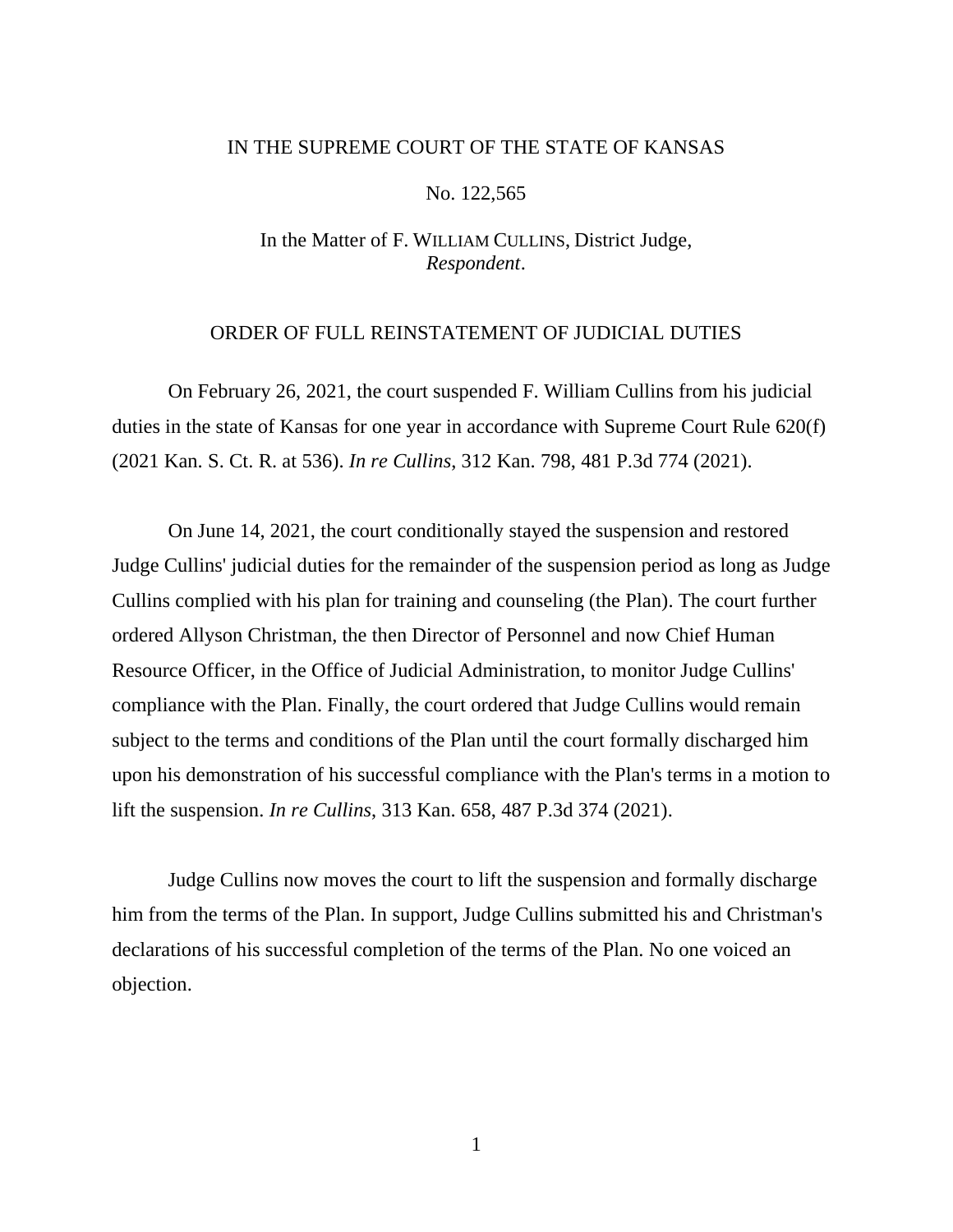IN THE SUPREME COURT OF THE STATE OF KANSAS

No. 122,565

In the Matter of F. WILLIAM CULLINS, District Judge,
*Respondent*.

ORDER OF FULL REINSTATEMENT OF JUDICIAL DUTIES

On February 26, 2021, the court suspended F. William Cullins from his judicial duties in the state of Kansas for one year in accordance with Supreme Court Rule 620(f) (2021 Kan. S. Ct. R. at 536). *In re Cullins*, 312 Kan. 798, 481 P.3d 774 (2021).

On June 14, 2021, the court conditionally stayed the suspension and restored Judge Cullins' judicial duties for the remainder of the suspension period as long as Judge Cullins complied with his plan for training and counseling (the Plan). The court further ordered Allyson Christman, the then Director of Personnel and now Chief Human Resource Officer, in the Office of Judicial Administration, to monitor Judge Cullins' compliance with the Plan. Finally, the court ordered that Judge Cullins would remain subject to the terms and conditions of the Plan until the court formally discharged him upon his demonstration of his successful compliance with the Plan's terms in a motion to lift the suspension. *In re Cullins*, 313 Kan. 658, 487 P.3d 374 (2021).

Judge Cullins now moves the court to lift the suspension and formally discharge him from the terms of the Plan. In support, Judge Cullins submitted his and Christman's declarations of his successful completion of the terms of the Plan. No one voiced an objection.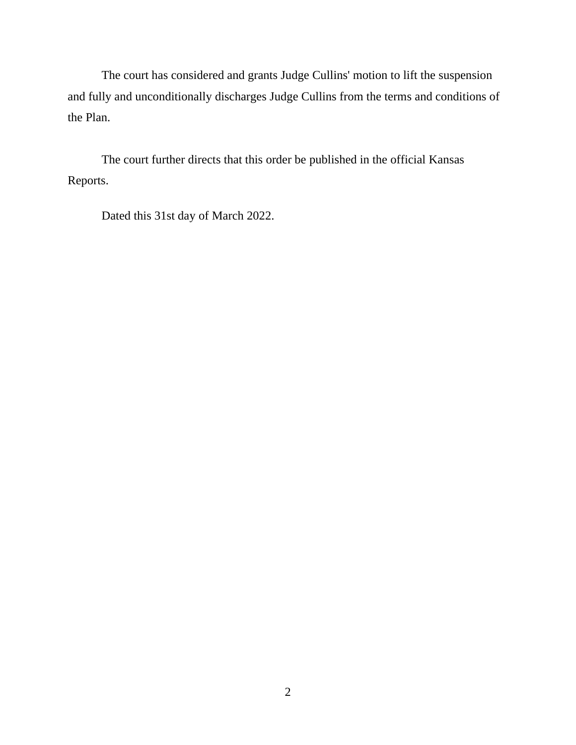The court has considered and grants Judge Cullins' motion to lift the suspension and fully and unconditionally discharges Judge Cullins from the terms and conditions of the Plan.

The court further directs that this order be published in the official Kansas Reports.

Dated this 31st day of March 2022.